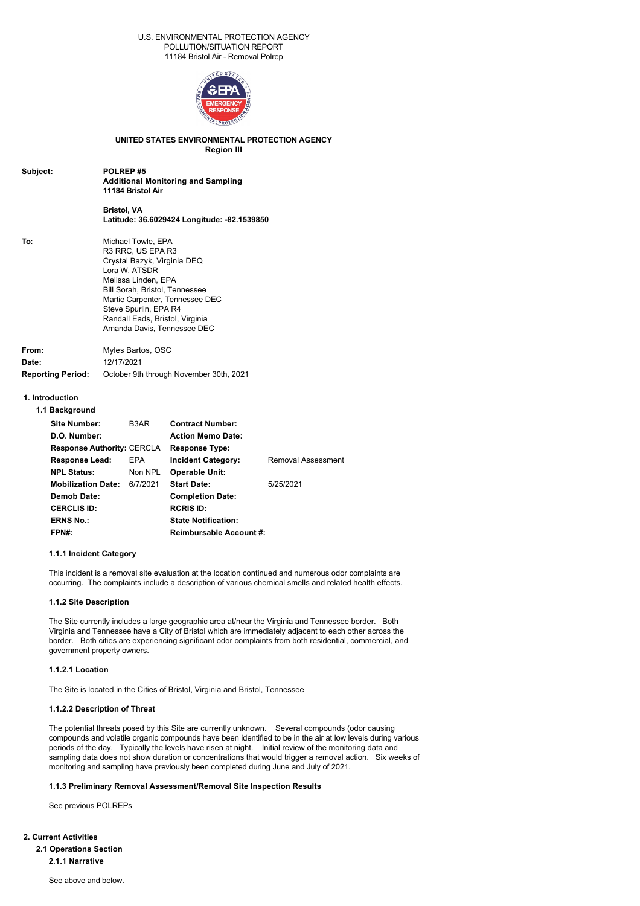U.S. ENVIRONMENTAL PROTECTION AGENCY
POLLUTION/SITUATION REPORT
11184 Bristol Air - Removal Polrep

**UNITED STATES ENVIRONMENTAL PROTECTION AGENCY**
**Region III**

| | |
|---|---|
| **Subject:** | **POLREP #5**<br>**Additional Monitoring and Sampling**<br>**11184 Bristol Air**<br><br>**Bristol, VA**<br>**Latitude: 36.6029424 Longitude: -82.1539850** |
| **To:** | Michael Towle, EPA<br>R3 RRC, US EPA R3<br>Crystal Bazyk, Virginia DEQ<br>Lora W, ATSDR<br>Melissa Linden, EPA<br>Bill Sorah, Bristol, Tennessee<br>Martie Carpenter, Tennessee DEC<br>Steve Spurlin, EPA R4<br>Randall Eads, Bristol, Virginia<br>Amanda Davis, Tennessee DEC |
| **From:** | Myles Bartos, OSC |
| **Date:** | 12/17/2021 |
| **Reporting Period:** | October 9th through November 30th, 2021 |

## 1. Introduction

### 1.1 Background

| | | | |
|---|---|---|---|
| **Site Number:** | B3AR | **Contract Number:** | |
| **D.O. Number:** | | **Action Memo Date:** | |
| **Response Authority:** | CERCLA | **Response Type:** | |
| **Response Lead:** | EPA | **Incident Category:** | Removal Assessment |
| **NPL Status:** | Non NPL | **Operable Unit:** | |
| **Mobilization Date:** | 6/7/2021 | **Start Date:** | 5/25/2021 |
| **Demob Date:** | | **Completion Date:** | |
| **CERCLIS ID:** | | **RCRIS ID:** | |
| **ERNS No.:** | | **State Notification:** | |
| **FPN#:** | | **Reimbursable Account #:** | |

#### 1.1.1 Incident Category

This incident is a removal site evaluation at the location continued and numerous odor complaints are occurring. The complaints include a description of various chemical smells and related health effects.

#### 1.1.2 Site Description

The Site currently includes a large geographic area at/near the Virginia and Tennessee border. Both Virginia and Tennessee have a City of Bristol which are immediately adjacent to each other across the border. Both cities are experiencing significant odor complaints from both residential, commercial, and government property owners.

#### 1.1.2.1 Location

The Site is located in the Cities of Bristol, Virginia and Bristol, Tennessee

#### 1.1.2.2 Description of Threat

The potential threats posed by this Site are currently unknown. Several compounds (odor causing compounds and volatile organic compounds have been identified to be in the air at low levels during various periods of the day. Typically the levels have risen at night. Initial review of the monitoring data and sampling data does not show duration or concentrations that would trigger a removal action. Six weeks of monitoring and sampling have previously been completed during June and July of 2021.

#### 1.1.3 Preliminary Removal Assessment/Removal Site Inspection Results

See previous POLREPs

## 2. Current Activities

### 2.1 Operations Section

#### 2.1.1 Narrative

See above and below.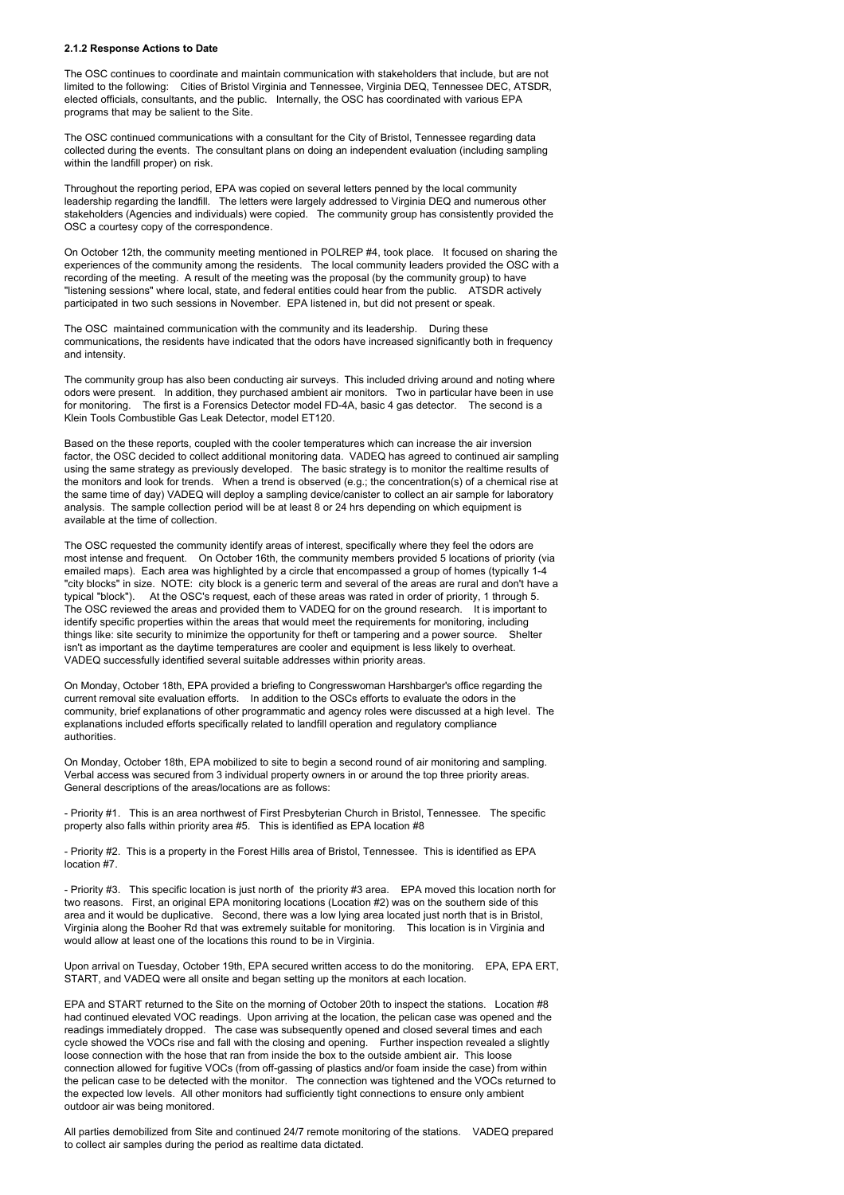#### 2.1.2 Response Actions to Date

The OSC continues to coordinate and maintain communication with stakeholders that include, but are not limited to the following: Cities of Bristol Virginia and Tennessee, Virginia DEQ, Tennessee DEC, ATSDR, elected officials, consultants, and the public. Internally, the OSC has coordinated with various EPA programs that may be salient to the Site.

The OSC continued communications with a consultant for the City of Bristol, Tennessee regarding data collected during the events. The consultant plans on doing an independent evaluation (including sampling within the landfill proper) on risk.

Throughout the reporting period, EPA was copied on several letters penned by the local community leadership regarding the landfill. The letters were largely addressed to Virginia DEQ and numerous other stakeholders (Agencies and individuals) were copied. The community group has consistently provided the OSC a courtesy copy of the correspondence.

On October 12th, the community meeting mentioned in POLREP #4, took place. It focused on sharing the experiences of the community among the residents. The local community leaders provided the OSC with a recording of the meeting. A result of the meeting was the proposal (by the community group) to have "listening sessions" where local, state, and federal entities could hear from the public. ATSDR actively participated in two such sessions in November. EPA listened in, but did not present or speak.

The OSC maintained communication with the community and its leadership. During these communications, the residents have indicated that the odors have increased significantly both in frequency and intensity.

The community group has also been conducting air surveys. This included driving around and noting where odors were present. In addition, they purchased ambient air monitors. Two in particular have been in use for monitoring. The first is a Forensics Detector model FD-4A, basic 4 gas detector. The second is a Klein Tools Combustible Gas Leak Detector, model ET120.

Based on the these reports, coupled with the cooler temperatures which can increase the air inversion factor, the OSC decided to collect additional monitoring data. VADEQ has agreed to continued air sampling using the same strategy as previously developed. The basic strategy is to monitor the realtime results of the monitors and look for trends. When a trend is observed (e.g.; the concentration(s) of a chemical rise at the same time of day) VADEQ will deploy a sampling device/canister to collect an air sample for laboratory analysis. The sample collection period will be at least 8 or 24 hrs depending on which equipment is available at the time of collection.

The OSC requested the community identify areas of interest, specifically where they feel the odors are most intense and frequent. On October 16th, the community members provided 5 locations of priority (via emailed maps). Each area was highlighted by a circle that encompassed a group of homes (typically 1-4 "city blocks" in size. NOTE: city block is a generic term and several of the areas are rural and don't have a typical "block"). At the OSC's request, each of these areas was rated in order of priority, 1 through 5. The OSC reviewed the areas and provided them to VADEQ for on the ground research. It is important to identify specific properties within the areas that would meet the requirements for monitoring, including things like: site security to minimize the opportunity for theft or tampering and a power source. Shelter isn't as important as the daytime temperatures are cooler and equipment is less likely to overheat. VADEQ successfully identified several suitable addresses within priority areas.

On Monday, October 18th, EPA provided a briefing to Congresswoman Harshbarger's office regarding the current removal site evaluation efforts. In addition to the OSCs efforts to evaluate the odors in the community, brief explanations of other programmatic and agency roles were discussed at a high level. The explanations included efforts specifically related to landfill operation and regulatory compliance authorities.

On Monday, October 18th, EPA mobilized to site to begin a second round of air monitoring and sampling. Verbal access was secured from 3 individual property owners in or around the top three priority areas. General descriptions of the areas/locations are as follows:

- Priority #1. This is an area northwest of First Presbyterian Church in Bristol, Tennessee. The specific property also falls within priority area #5. This is identified as EPA location #8

- Priority #2. This is a property in the Forest Hills area of Bristol, Tennessee. This is identified as EPA location #7.

- Priority #3. This specific location is just north of the priority #3 area. EPA moved this location north for two reasons. First, an original EPA monitoring locations (Location #2) was on the southern side of this area and it would be duplicative. Second, there was a low lying area located just north that is in Bristol, Virginia along the Booher Rd that was extremely suitable for monitoring. This location is in Virginia and would allow at least one of the locations this round to be in Virginia.

Upon arrival on Tuesday, October 19th, EPA secured written access to do the monitoring. EPA, EPA ERT, START, and VADEQ were all onsite and began setting up the monitors at each location.

EPA and START returned to the Site on the morning of October 20th to inspect the stations. Location #8 had continued elevated VOC readings. Upon arriving at the location, the pelican case was opened and the readings immediately dropped. The case was subsequently opened and closed several times and each cycle showed the VOCs rise and fall with the closing and opening. Further inspection revealed a slightly loose connection with the hose that ran from inside the box to the outside ambient air. This loose connection allowed for fugitive VOCs (from off-gassing of plastics and/or foam inside the case) from within the pelican case to be detected with the monitor. The connection was tightened and the VOCs returned to the expected low levels. All other monitors had sufficiently tight connections to ensure only ambient outdoor air was being monitored.

All parties demobilized from Site and continued 24/7 remote monitoring of the stations. VADEQ prepared to collect air samples during the period as realtime data dictated.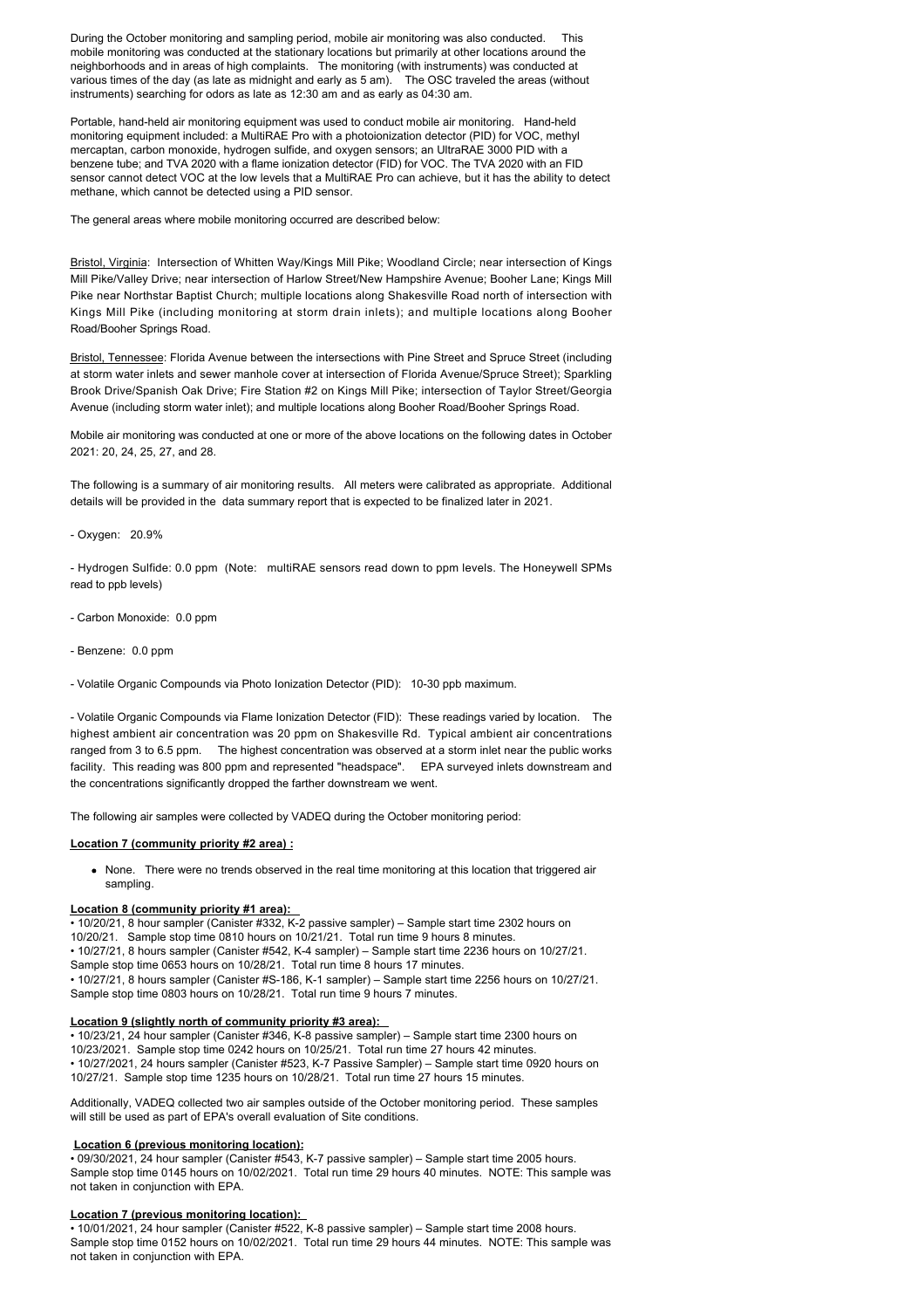During the October monitoring and sampling period, mobile air monitoring was also conducted. This mobile monitoring was conducted at the stationary locations but primarily at other locations around the neighborhoods and in areas of high complaints. The monitoring (with instruments) was conducted at various times of the day (as late as midnight and early as 5 am). The OSC traveled the areas (without instruments) searching for odors as late as 12:30 am and as early as 04:30 am.

Portable, hand-held air monitoring equipment was used to conduct mobile air monitoring. Hand-held monitoring equipment included: a MultiRAE Pro with a photoionization detector (PID) for VOC, methyl mercaptan, carbon monoxide, hydrogen sulfide, and oxygen sensors; an UltraRAE 3000 PID with a benzene tube; and TVA 2020 with a flame ionization detector (FID) for VOC. The TVA 2020 with an FID sensor cannot detect VOC at the low levels that a MultiRAE Pro can achieve, but it has the ability to detect methane, which cannot be detected using a PID sensor.

The general areas where mobile monitoring occurred are described below:

Bristol, Virginia: Intersection of Whitten Way/Kings Mill Pike; Woodland Circle; near intersection of Kings Mill Pike/Valley Drive; near intersection of Harlow Street/New Hampshire Avenue; Booher Lane; Kings Mill Pike near Northstar Baptist Church; multiple locations along Shakesville Road north of intersection with Kings Mill Pike (including monitoring at storm drain inlets); and multiple locations along Booher Road/Booher Springs Road.

Bristol, Tennessee: Florida Avenue between the intersections with Pine Street and Spruce Street (including at storm water inlets and sewer manhole cover at intersection of Florida Avenue/Spruce Street); Sparkling Brook Drive/Spanish Oak Drive; Fire Station #2 on Kings Mill Pike; intersection of Taylor Street/Georgia Avenue (including storm water inlet); and multiple locations along Booher Road/Booher Springs Road.

Mobile air monitoring was conducted at one or more of the above locations on the following dates in October 2021: 20, 24, 25, 27, and 28.

The following is a summary of air monitoring results. All meters were calibrated as appropriate. Additional details will be provided in the data summary report that is expected to be finalized later in 2021.

- Oxygen: 20.9%

- Hydrogen Sulfide: 0.0 ppm (Note: multiRAE sensors read down to ppm levels. The Honeywell SPMs read to ppb levels)

- Carbon Monoxide: 0.0 ppm

- Benzene: 0.0 ppm

- Volatile Organic Compounds via Photo Ionization Detector (PID): 10-30 ppb maximum.

- Volatile Organic Compounds via Flame Ionization Detector (FID): These readings varied by location. The highest ambient air concentration was 20 ppm on Shakesville Rd. Typical ambient air concentrations ranged from 3 to 6.5 ppm. The highest concentration was observed at a storm inlet near the public works facility. This reading was 800 ppm and represented "headspace". EPA surveyed inlets downstream and the concentrations significantly dropped the farther downstream we went.

The following air samples were collected by VADEQ during the October monitoring period:

**Location 7 (community priority #2 area) :**

- None. There were no trends observed in the real time monitoring at this location that triggered air sampling.

**Location 8 (community priority #1 area):**

• 10/20/21, 8 hour sampler (Canister #332, K-2 passive sampler) – Sample start time 2302 hours on 10/20/21. Sample stop time 0810 hours on 10/21/21. Total run time 9 hours 8 minutes.
• 10/27/21, 8 hours sampler (Canister #542, K-4 sampler) – Sample start time 2236 hours on 10/27/21. Sample stop time 0653 hours on 10/28/21. Total run time 8 hours 17 minutes.
• 10/27/21, 8 hours sampler (Canister #S-186, K-1 sampler) – Sample start time 2256 hours on 10/27/21. Sample stop time 0803 hours on 10/28/21. Total run time 9 hours 7 minutes.

**Location 9 (slightly north of community priority #3 area):**

• 10/23/21, 24 hour sampler (Canister #346, K-8 passive sampler) – Sample start time 2300 hours on 10/23/2021. Sample stop time 0242 hours on 10/25/21. Total run time 27 hours 42 minutes.
• 10/27/2021, 24 hours sampler (Canister #523, K-7 Passive Sampler) – Sample start time 0920 hours on 10/27/21. Sample stop time 1235 hours on 10/28/21. Total run time 27 hours 15 minutes.

Additionally, VADEQ collected two air samples outside of the October monitoring period. These samples will still be used as part of EPA's overall evaluation of Site conditions.

**Location 6 (previous monitoring location):**

• 09/30/2021, 24 hour sampler (Canister #543, K-7 passive sampler) – Sample start time 2005 hours. Sample stop time 0145 hours on 10/02/2021. Total run time 29 hours 40 minutes. NOTE: This sample was not taken in conjunction with EPA.

**Location 7 (previous monitoring location):**

• 10/01/2021, 24 hour sampler (Canister #522, K-8 passive sampler) – Sample start time 2008 hours. Sample stop time 0152 hours on 10/02/2021. Total run time 29 hours 44 minutes. NOTE: This sample was not taken in conjunction with EPA.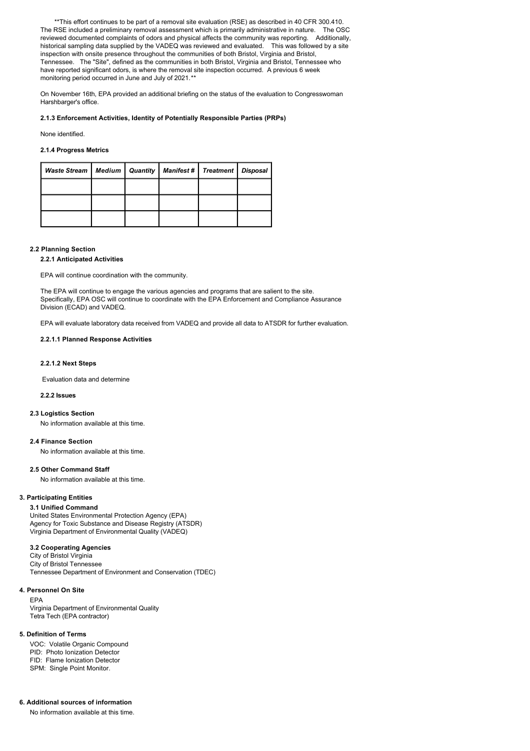**This effort continues to be part of a removal site evaluation (RSE) as described in 40 CFR 300.410. The RSE included a preliminary removal assessment which is primarily administrative in nature. The OSC reviewed documented complaints of odors and physical affects the community was reporting. Additionally, historical sampling data supplied by the VADEQ was reviewed and evaluated. This was followed by a site inspection with onsite presence throughout the communities of both Bristol, Virginia and Bristol, Tennessee. The "Site", defined as the communities in both Bristol, Virginia and Bristol, Tennessee who have reported significant odors, is where the removal site inspection occurred. A previous 6 week monitoring period occurred in June and July of 2021.**

On November 16th, EPA provided an additional briefing on the status of the evaluation to Congresswoman Harshbarger's office.

#### 2.1.3 Enforcement Activities, Identity of Potentially Responsible Parties (PRPs)

None identified.

#### 2.1.4 Progress Metrics

| *Waste Stream* | *Medium* | *Quantity* | *Manifest #* | *Treatment* | *Disposal* |
|---|---|---|---|---|---|
| | | | | | |
| | | | | | |
| | | | | | |

### 2.2 Planning Section

#### 2.2.1 Anticipated Activities

EPA will continue coordination with the community.

The EPA will continue to engage the various agencies and programs that are salient to the site. Specifically, EPA OSC will continue to coordinate with the EPA Enforcement and Compliance Assurance Division (ECAD) and VADEQ.

EPA will evaluate laboratory data received from VADEQ and provide all data to ATSDR for further evaluation.

##### 2.2.1.1 Planned Response Activities

##### 2.2.1.2 Next Steps

Evaluation data and determine

#### 2.2.2 Issues

### 2.3 Logistics Section

No information available at this time.

### 2.4 Finance Section

No information available at this time.

### 2.5 Other Command Staff

No information available at this time.

## 3. Participating Entities

### 3.1 Unified Command

United States Environmental Protection Agency (EPA)
Agency for Toxic Substance and Disease Registry (ATSDR)
Virginia Department of Environmental Quality (VADEQ)

### 3.2 Cooperating Agencies

City of Bristol Virginia
City of Bristol Tennessee
Tennessee Department of Environment and Conservation (TDEC)

## 4. Personnel On Site

EPA
Virginia Department of Environmental Quality
Tetra Tech (EPA contractor)

## 5. Definition of Terms

VOC: Volatile Organic Compound
PID: Photo Ionization Detector
FID: Flame Ionization Detector
SPM: Single Point Monitor.

## 6. Additional sources of information

No information available at this time.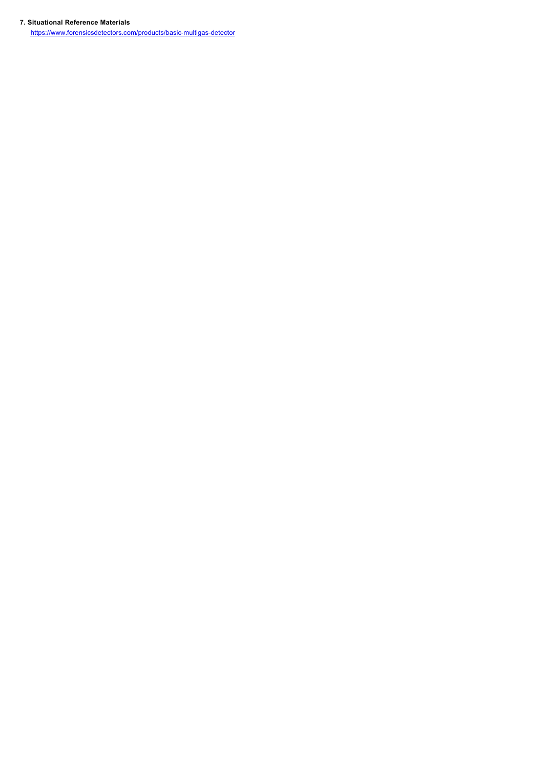**7. Situational Reference Materials**

[https://www.forensicsdetectors.com/products/basic-multigas-detector](https://www.forensicsdetectors.com/products/basic-multigas-detector)